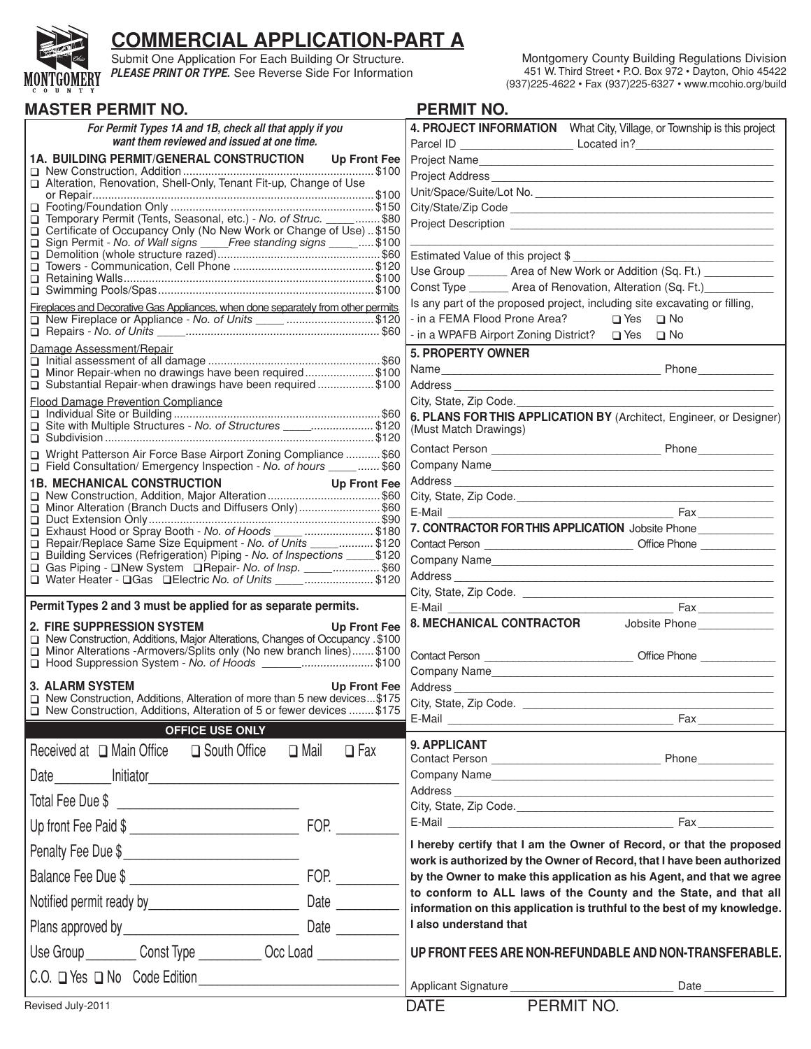# COMMERCIAL APPLICATION-PART A

Submit One Application For Each Building Or Structure.
***PLEASE PRINT OR TYPE.*** See Reverse Side For Information

Montgomery County Building Regulations Division
451 W. Third Street • P.O. Box 972 • Dayton, Ohio 45422
(937)225-4622 • Fax (937)225-6327 • www.mcohio.org/build

## MASTER PERMIT NO.

## PERMIT NO.

***For Permit Types 1A and 1B, check all that apply if you want them reviewed and issued at one time.***

### 1A. BUILDING PERMIT/GENERAL CONSTRUCTION — Up Front Fee

- ❑ New Construction, Addition .......... $100
- ❑ Alteration, Renovation, Shell-Only, Tenant Fit-up, Change of Use or Repair .......... $100
- ❑ Footing/Foundation Only .......... $150
- ❑ Temporary Permit (Tents, Seasonal, etc.) - *No. of Struc.* _____ .......... $80
- ❑ Certificate of Occupancy Only (No New Work or Change of Use) .. $150
- ❑ Sign Permit - *No. of Wall signs* _____ *Free standing signs* _____ ..... $100
- ❑ Demolition (whole structure razed) .......... $60
- ❑ Towers - Communication, Cell Phone .......... $120
- ❑ Retaining Walls .......... $100
- ❑ Swimming Pools/Spas .......... $100

Fireplaces and Decorative Gas Appliances, when done separately from other permits
- ❑ New Fireplace or Appliance - *No. of Units* _____ .......... $120
- ❑ Repairs - *No. of Units* _____ .......... $60

Damage Assessment/Repair
- ❑ Initial assessment of all damage .......... $60
- ❑ Minor Repair-when no drawings have been required .......... $100
- ❑ Substantial Repair-when drawings have been required .......... $100

Flood Damage Prevention Compliance
- ❑ Individual Site or Building .......... $60
- ❑ Site with Multiple Structures - *No. of Structures* _____ .......... $120
- ❑ Subdivision .......... $120
- ❑ Wright Patterson Air Force Base Airport Zoning Compliance .......... $60
- ❑ Field Consultation/ Emergency Inspection - *No. of hours* _____ ....... $60

### 1B. MECHANICAL CONSTRUCTION — Up Front Fee

- ❑ New Construction, Addition, Major Alteration .......... $60
- ❑ Minor Alteration (Branch Ducts and Diffusers Only) .......... $60
- ❑ Duct Extension Only .......... $90
- ❑ Exhaust Hood or Spray Booth - *No. of Hoods* _____ .......... $180
- ❑ Repair/Replace Same Size Equipment - *No. of Units* _____ .......... $120
- ❑ Building Services (Refrigeration) Piping - *No. of Inspections* _____ $120
- ❑ Gas Piping - ❑New System ❑Repair- *No. of Insp.* _____ .......... $60
- ❑ Water Heater - ❑Gas ❑Electric *No. of Units* _____ .......... $120

**Permit Types 2 and 3 must be applied for as separate permits.**

### 2. FIRE SUPPRESSION SYSTEM — Up Front Fee

- ❑ New Construction, Additions, Major Alterations, Changes of Occupancy . $100
- ❑ Minor Alterations -Armovers/Splits only (No new branch lines) ....... $100
- ❑ Hood Suppression System - *No. of Hoods* _____ .......... $100

### 3. ALARM SYSTEM — Up Front Fee

- ❑ New Construction, Additions, Alteration of more than 5 new devices... $175
- ❑ New Construction, Additions, Alteration of 5 or fewer devices ........ $175

### OFFICE USE ONLY

Received at ❑ Main Office ❑ South Office ❑ Mail ❑ Fax

Date _______ Initiator _______________

Total Fee Due $ _______________

Up front Fee Paid $ _______________ FOP. _______

Penalty Fee Due $ _______________

Balance Fee Due $ _______________ FOP. _______

Notified permit ready by _______________ Date _______

Plans approved by _______________ Date _______

Use Group _______ Const Type _______ Occ Load _______

C.O. ❑ Yes ❑ No Code Edition _______________

### 4. PROJECT INFORMATION
What City, Village, or Township is this project

Parcel ID _______________ Located in? _______________

Project Name _______________

Project Address _______________

Unit/Space/Suite/Lot No. _______________

City/State/Zip Code _______________

Project Description _______________

Estimated Value of this project $ _______________

Use Group _______ Area of New Work or Addition (Sq. Ft.) _______

Const Type _______ Area of Renovation, Alteration (Sq. Ft.) _______

Is any part of the proposed project, including site excavating or filling,
- in a FEMA Flood Prone Area? ❑ Yes ❑ No
- in a WPAFB Airport Zoning District? ❑ Yes ❑ No

### 5. PROPERTY OWNER

Name _______________ Phone _______

Address _______________

City, State, Zip Code. _______________

### 6. PLANS FOR THIS APPLICATION BY (Architect, Engineer, or Designer) (Must Match Drawings)

Contact Person _______________ Phone _______

Company Name _______________

Address _______________

City, State, Zip Code. _______________

E-Mail _______________ Fax _______

### 7. CONTRACTOR FOR THIS APPLICATION Jobsite Phone _______

Contact Person _______________ Office Phone _______

Company Name _______________

Address _______________

City, State, Zip Code. _______________

E-Mail _______________ Fax _______

### 8. MECHANICAL CONTRACTOR Jobsite Phone _______

Contact Person _______________ Office Phone _______

Company Name _______________

Address _______________

City, State, Zip Code. _______________

E-Mail _______________ Fax _______

### 9. APPLICANT

Contact Person _______________ Phone _______

Company Name _______________

Address _______________

City, State, Zip Code. _______________

E-Mail _______________ Fax _______

**I hereby certify that I am the Owner of Record, or that the proposed work is authorized by the Owner of Record, that I have been authorized by the Owner to make this application as his Agent, and that we agree to conform to ALL laws of the County and the State, and that all information on this application is truthful to the best of my knowledge. I also understand that**

**UP FRONT FEES ARE NON-REFUNDABLE AND NON-TRANSFERABLE.**

Applicant Signature _______________ Date _______

Revised July-2011

DATE PERMIT NO.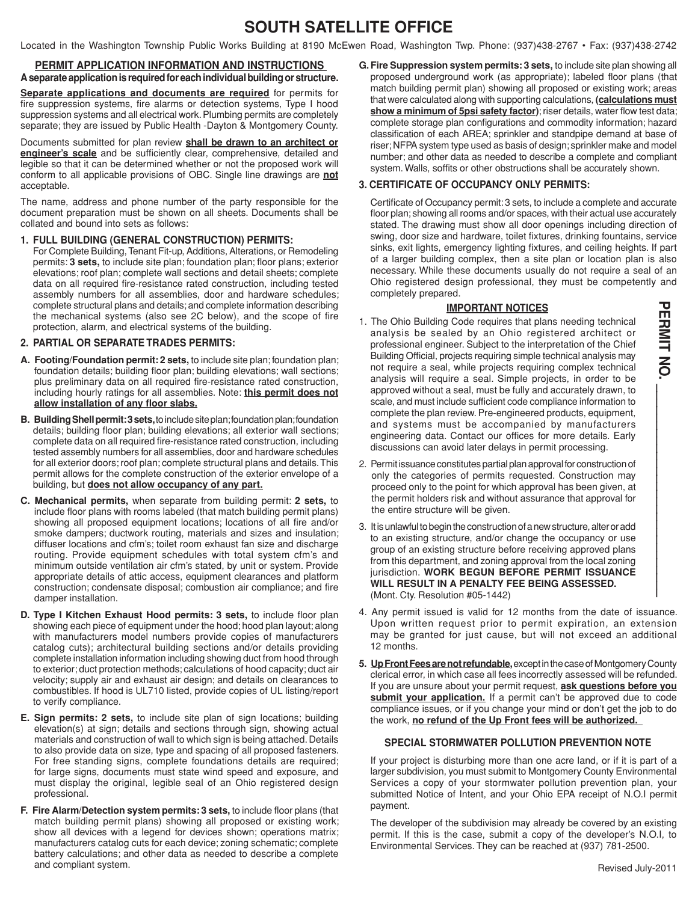# SOUTH SATELLITE OFFICE

Located in the Washington Township Public Works Building at 8190 McEwen Road, Washington Twp. Phone: (937)438-2767 • Fax: (937)438-2742

## PERMIT APPLICATION INFORMATION AND INSTRUCTIONS

**A separate application is required for each individual building or structure.**

**Separate applications and documents are required** for permits for fire suppression systems, fire alarms or detection systems, Type I hood suppression systems and all electrical work. Plumbing permits are completely separate; they are issued by Public Health -Dayton & Montgomery County.

Documents submitted for plan review **shall be drawn to an architect or engineer's scale** and be sufficiently clear, comprehensive, detailed and legible so that it can be determined whether or not the proposed work will conform to all applicable provisions of OBC. Single line drawings are **not** acceptable.

The name, address and phone number of the party responsible for the document preparation must be shown on all sheets. Documents shall be collated and bound into sets as follows:

### 1. FULL BUILDING (GENERAL CONSTRUCTION) PERMITS:

For Complete Building, Tenant Fit-up, Additions, Alterations, or Remodeling permits: **3 sets,** to include site plan; foundation plan; floor plans; exterior elevations; roof plan; complete wall sections and detail sheets; complete data on all required fire-resistance rated construction, including tested assembly numbers for all assemblies, door and hardware schedules; complete structural plans and details; and complete information describing the mechanical systems (also see 2C below), and the scope of fire protection, alarm, and electrical systems of the building.

### 2. PARTIAL OR SEPARATE TRADES PERMITS:

**A. Footing/Foundation permit: 2 sets,** to include site plan; foundation plan; foundation details; building floor plan; building elevations; wall sections; plus preliminary data on all required fire-resistance rated construction, including hourly ratings for all assemblies. Note: **this permit does not allow installation of any floor slabs.**

**B. Building Shell permit: 3 sets,** to include site plan; foundation plan; foundation details; building floor plan; building elevations; all exterior wall sections; complete data on all required fire-resistance rated construction, including tested assembly numbers for all assemblies, door and hardware schedules for all exterior doors; roof plan; complete structural plans and details. This permit allows for the complete construction of the exterior envelope of a building, but **does not allow occupancy of any part.**

**C. Mechanical permits,** when separate from building permit: **2 sets,** to include floor plans with rooms labeled (that match building permit plans) showing all proposed equipment locations; locations of all fire and/or smoke dampers; ductwork routing, materials and sizes and insulation; diffuser locations and cfm's; toilet room exhaust fan size and discharge routing. Provide equipment schedules with total system cfm's and minimum outside ventilation air cfm's stated, by unit or system. Provide appropriate details of attic access, equipment clearances and platform construction; condensate disposal; combustion air compliance; and fire damper installation.

**D. Type I Kitchen Exhaust Hood permits: 3 sets,** to include floor plan showing each piece of equipment under the hood; hood plan layout; along with manufacturers model numbers provide copies of manufacturers catalog cuts); architectural building sections and/or details providing complete installation information including showing duct from hood through to exterior; duct protection methods; calculations of hood capacity; duct air velocity; supply air and exhaust air design; and details on clearances to combustibles. If hood is UL710 listed, provide copies of UL listing/report to verify compliance.

**E. Sign permits: 2 sets,** to include site plan of sign locations; building elevation(s) at sign; details and sections through sign, showing actual materials and construction of wall to which sign is being attached. Details to also provide data on size, type and spacing of all proposed fasteners. For free standing signs, complete foundations details are required; for large signs, documents must state wind speed and exposure, and must display the original, legible seal of an Ohio registered design professional.

**F. Fire Alarm/Detection system permits: 3 sets,** to include floor plans (that match building permit plans) showing all proposed or existing work; show all devices with a legend for devices shown; operations matrix; manufacturers catalog cuts for each device; zoning schematic; complete battery calculations; and other data as needed to describe a complete and compliant system.

**G. Fire Suppression system permits: 3 sets,** to include site plan showing all proposed underground work (as appropriate); labeled floor plans (that match building permit plan) showing all proposed or existing work; areas that were calculated along with supporting calculations, **(calculations must show a minimum of 5psi safety factor)**; riser details, water flow test data; complete storage plan configurations and commodity information; hazard classification of each AREA; sprinkler and standpipe demand at base of riser; NFPA system type used as basis of design; sprinkler make and model number; and other data as needed to describe a complete and compliant system. Walls, soffits or other obstructions shall be accurately shown.

### 3. CERTIFICATE OF OCCUPANCY ONLY PERMITS:

Certificate of Occupancy permit: 3 sets, to include a complete and accurate floor plan; showing all rooms and/or spaces, with their actual use accurately stated. The drawing must show all door openings including direction of swing, door size and hardware, toilet fixtures, drinking fountains, service sinks, exit lights, emergency lighting fixtures, and ceiling heights. If part of a larger building complex, then a site plan or location plan is also necessary. While these documents usually do not require a seal of an Ohio registered design professional, they must be competently and completely prepared.

## IMPORTANT NOTICES

1. The Ohio Building Code requires that plans needing technical analysis be sealed by an Ohio registered architect or professional engineer. Subject to the interpretation of the Chief Building Official, projects requiring simple technical analysis may not require a seal, while projects requiring complex technical analysis will require a seal. Simple projects, in order to be approved without a seal, must be fully and accurately drawn, to scale, and must include sufficient code compliance information to complete the plan review. Pre-engineered products, equipment, and systems must be accompanied by manufacturers engineering data. Contact our offices for more details. Early discussions can avoid later delays in permit processing.
2. Permit issuance constitutes partial plan approval for construction of only the categories of permits requested. Construction may proceed only to the point for which approval has been given, at the permit holders risk and without assurance that approval for the entire structure will be given.
3. It is unlawful to begin the construction of a new structure, alter or add to an existing structure, and/or change the occupancy or use group of an existing structure before receiving approved plans from this department, and zoning approval from the local zoning jurisdiction. **WORK BEGUN BEFORE PERMIT ISSUANCE WILL RESULT IN A PENALTY FEE BEING ASSESSED.** (Mont. Cty. Resolution #05-1442)
4. Any permit issued is valid for 12 months from the date of issuance. Upon written request prior to permit expiration, an extension may be granted for just cause, but will not exceed an additional 12 months.
5. **Up Front Fees are not refundable,** except in the case of Montgomery County clerical error, in which case all fees incorrectly assessed will be refunded. If you are unsure about your permit request, **ask questions before you submit your application.** If a permit can't be approved due to code compliance issues, or if you change your mind or don't get the job to do the work, **no refund of the Up Front fees will be authorized.**

**PERMIT NO.** ________________

## SPECIAL STORMWATER POLLUTION PREVENTION NOTE

If your project is disturbing more than one acre land, or if it is part of a larger subdivision, you must submit to Montgomery County Environmental Services a copy of your stormwater pollution prevention plan, your submitted Notice of Intent, and your Ohio EPA receipt of N.O.I permit payment.

The developer of the subdivision may already be covered by an existing permit. If this is the case, submit a copy of the developer's N.O.I, to Environmental Services. They can be reached at (937) 781-2500.

Revised July-2011